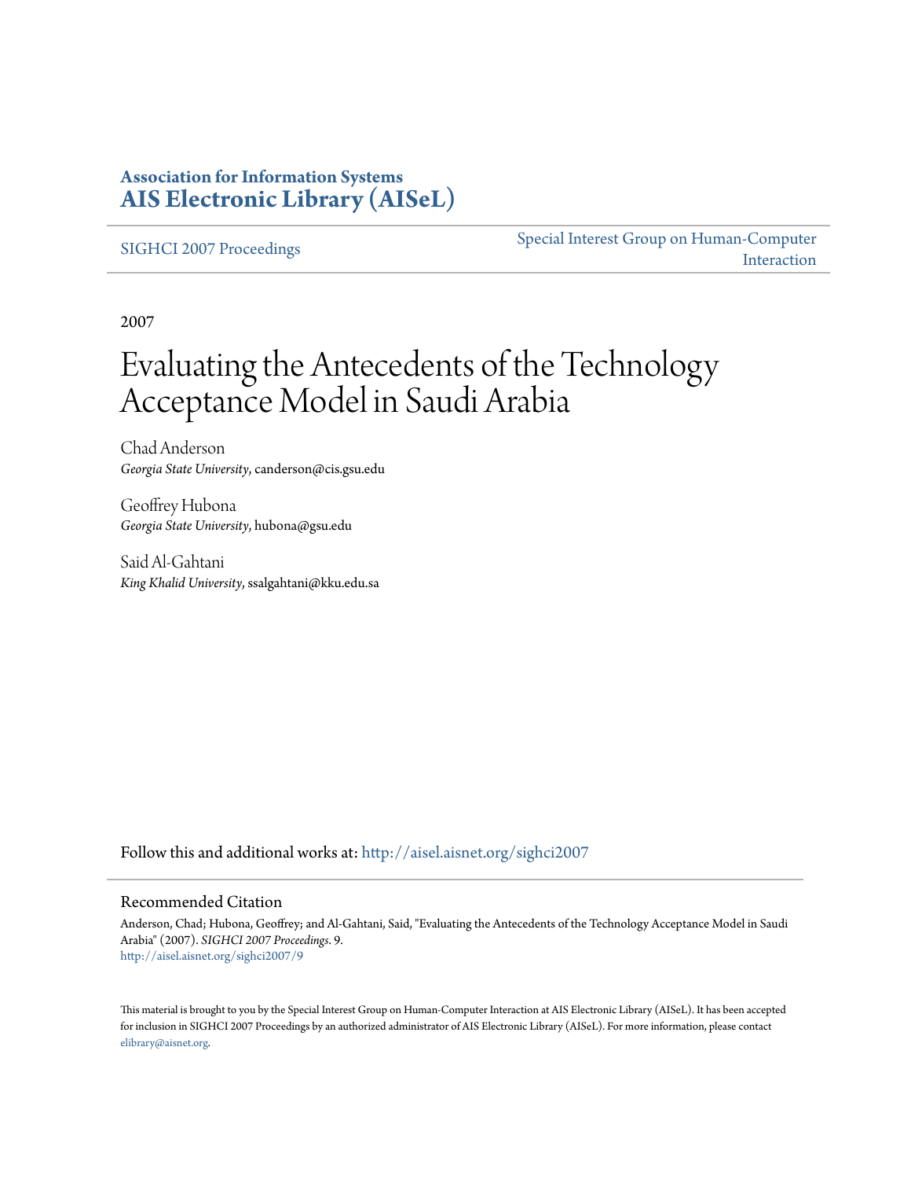**Association for Information Systems**
**AIS Electronic Library (AISeL)**

SIGHCI 2007 Proceedings

Special Interest Group on Human-Computer Interaction

2007

# Evaluating the Antecedents of the Technology Acceptance Model in Saudi Arabia

Chad Anderson
*Georgia State University*, canderson@cis.gsu.edu

Geoffrey Hubona
*Georgia State University*, hubona@gsu.edu

Said Al-Gahtani
*King Khalid University*, ssalgahtani@kku.edu.sa

Follow this and additional works at: http://aisel.aisnet.org/sighci2007

## Recommended Citation

Anderson, Chad; Hubona, Geoffrey; and Al-Gahtani, Said, "Evaluating the Antecedents of the Technology Acceptance Model in Saudi Arabia" (2007). *SIGHCI 2007 Proceedings*. 9.
http://aisel.aisnet.org/sighci2007/9

This material is brought to you by the Special Interest Group on Human-Computer Interaction at AIS Electronic Library (AISeL). It has been accepted for inclusion in SIGHCI 2007 Proceedings by an authorized administrator of AIS Electronic Library (AISeL). For more information, please contact elibrary@aisnet.org.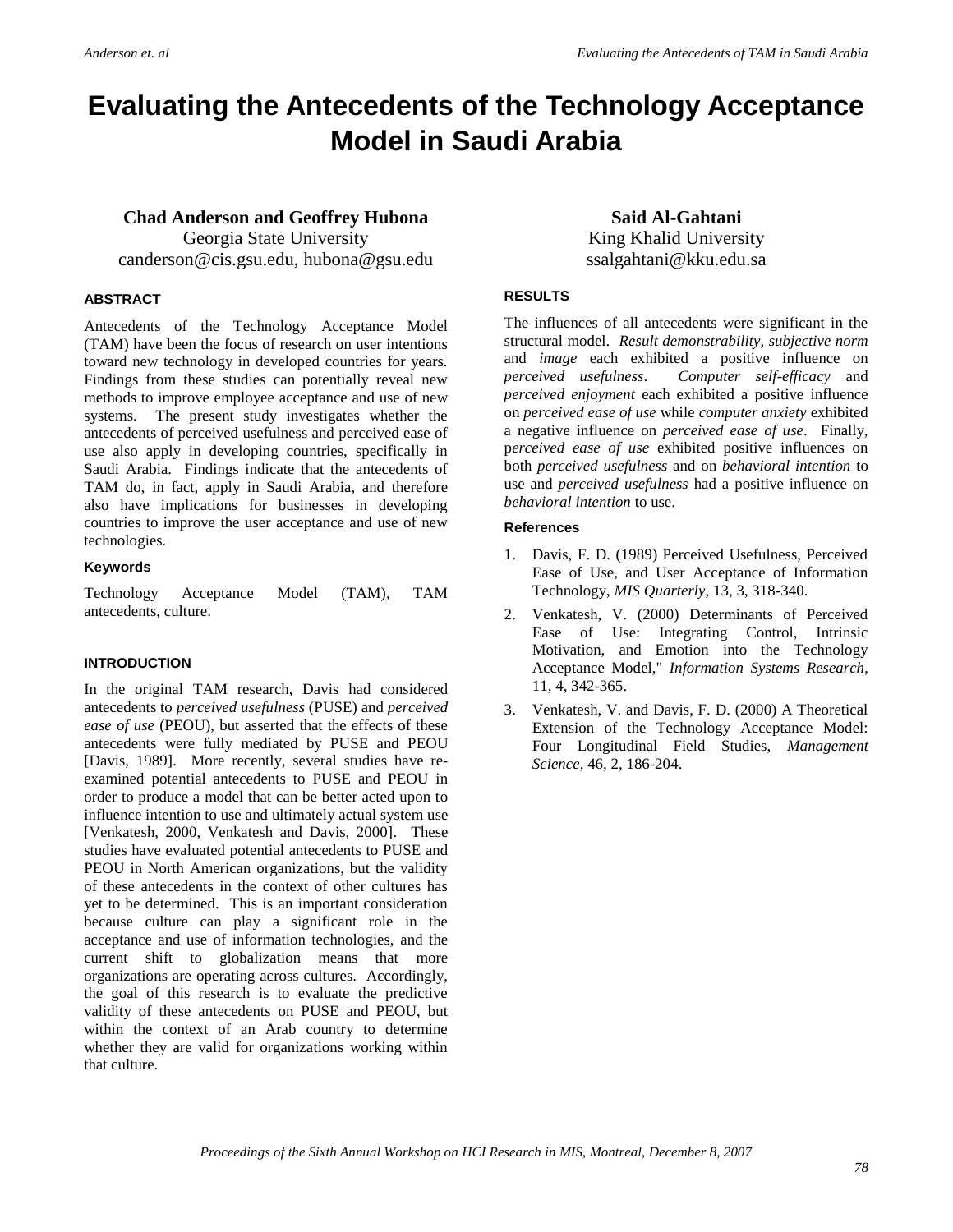# Evaluating the Antecedents of the Technology Acceptance Model in Saudi Arabia

**Chad Anderson and Geoffrey Hubona**
Georgia State University
canderson@cis.gsu.edu, hubona@gsu.edu

**Said Al-Gahtani**
King Khalid University
ssalgahtani@kku.edu.sa

## ABSTRACT

Antecedents of the Technology Acceptance Model (TAM) have been the focus of research on user intentions toward new technology in developed countries for years. Findings from these studies can potentially reveal new methods to improve employee acceptance and use of new systems. The present study investigates whether the antecedents of perceived usefulness and perceived ease of use also apply in developing countries, specifically in Saudi Arabia. Findings indicate that the antecedents of TAM do, in fact, apply in Saudi Arabia, and therefore also have implications for businesses in developing countries to improve the user acceptance and use of new technologies.

### Keywords

Technology Acceptance Model (TAM), TAM antecedents, culture.

## INTRODUCTION

In the original TAM research, Davis had considered antecedents to *perceived usefulness* (PUSE) and *perceived ease of use* (PEOU), but asserted that the effects of these antecedents were fully mediated by PUSE and PEOU [Davis, 1989]. More recently, several studies have re-examined potential antecedents to PUSE and PEOU in order to produce a model that can be better acted upon to influence intention to use and ultimately actual system use [Venkatesh, 2000, Venkatesh and Davis, 2000]. These studies have evaluated potential antecedents to PUSE and PEOU in North American organizations, but the validity of these antecedents in the context of other cultures has yet to be determined. This is an important consideration because culture can play a significant role in the acceptance and use of information technologies, and the current shift to globalization means that more organizations are operating across cultures. Accordingly, the goal of this research is to evaluate the predictive validity of these antecedents on PUSE and PEOU, but within the context of an Arab country to determine whether they are valid for organizations working within that culture.

## RESULTS

The influences of all antecedents were significant in the structural model. *Result demonstrability, subjective norm* and *image* each exhibited a positive influence on *perceived usefulness*. *Computer self-efficacy* and *perceived enjoyment* each exhibited a positive influence on *perceived ease of use* while *computer anxiety* exhibited a negative influence on *perceived ease of use*. Finally, p*erceived ease of use* exhibited positive influences on both *perceived usefulness* and on *behavioral intention* to use and *perceived usefulness* had a positive influence on *behavioral intention* to use.

### References

1. Davis, F. D. (1989) Perceived Usefulness, Perceived Ease of Use, and User Acceptance of Information Technology, *MIS Quarterly*, 13, 3, 318-340.
2. Venkatesh, V. (2000) Determinants of Perceived Ease of Use: Integrating Control, Intrinsic Motivation, and Emotion into the Technology Acceptance Model," *Information Systems Research*, 11, 4, 342-365.
3. Venkatesh, V. and Davis, F. D. (2000) A Theoretical Extension of the Technology Acceptance Model: Four Longitudinal Field Studies, *Management Science*, 46, 2, 186-204.